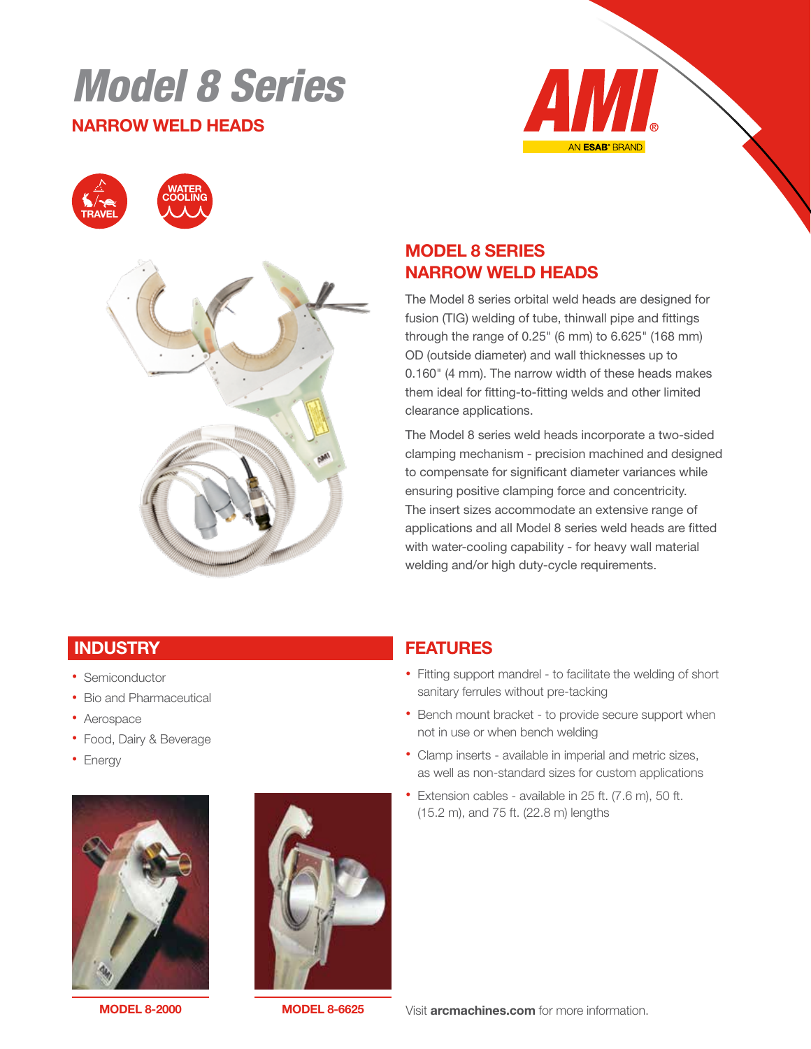# Model 8 Series

## NARROW WELD HEADS

AMI® AN ESAB® BRAND

TRAVEL

WATER COOLING

## MODEL 8 SERIES NARROW WELD HEADS

The Model 8 series orbital weld heads are designed for fusion (TIG) welding of tube, thinwall pipe and fittings through the range of 0.25" (6 mm) to 6.625" (168 mm) OD (outside diameter) and wall thicknesses up to 0.160" (4 mm). The narrow width of these heads makes them ideal for fitting-to-fitting welds and other limited clearance applications.

The Model 8 series weld heads incorporate a two-sided clamping mechanism - precision machined and designed to compensate for significant diameter variances while ensuring positive clamping force and concentricity. The insert sizes accommodate an extensive range of applications and all Model 8 series weld heads are fitted with water-cooling capability - for heavy wall material welding and/or high duty-cycle requirements.

## INDUSTRY

- Semiconductor
- Bio and Pharmaceutical
- Aerospace
- Food, Dairy & Beverage
- Energy

MODEL 8-2000

MODEL 8-6625

## FEATURES

- Fitting support mandrel - to facilitate the welding of short sanitary ferrules without pre-tacking
- Bench mount bracket - to provide secure support when not in use or when bench welding
- Clamp inserts - available in imperial and metric sizes, as well as non-standard sizes for custom applications
- Extension cables - available in 25 ft. (7.6 m), 50 ft. (15.2 m), and 75 ft. (22.8 m) lengths

Visit **arcmachines.com** for more information.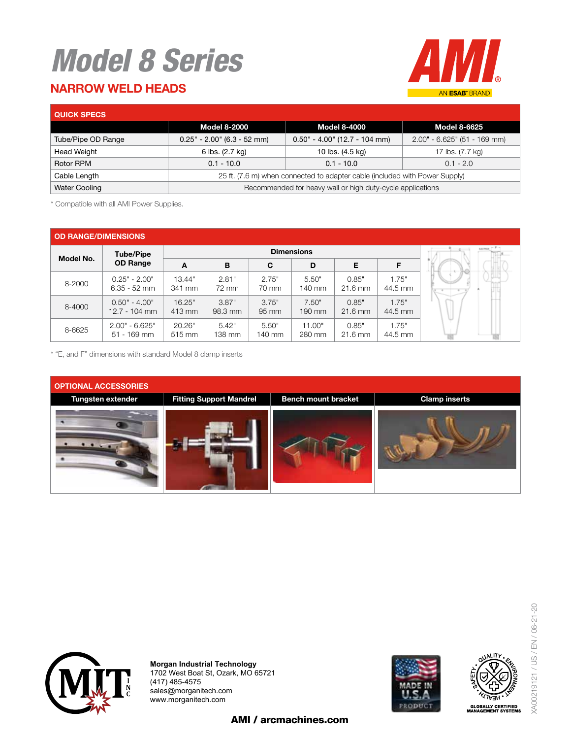# Model 8 Series

## NARROW WELD HEADS

### QUICK SPECS

| | Model 8-2000 | Model 8-4000 | Model 8-6625 |
|---|---|---|---|
| Tube/Pipe OD Range | 0.25" - 2.00" (6.3 - 52 mm) | 0.50" - 4.00" (12.7 - 104 mm) | 2.00" - 6.625" (51 - 169 mm) |
| Head Weight | 6 lbs. (2.7 kg) | 10 lbs. (4.5 kg) | 17 lbs. (7.7 kg) |
| Rotor RPM | 0.1 - 10.0 | 0.1 - 10.0 | 0.1 - 2.0 |
| Cable Length | 25 ft. (7.6 m) when connected to adapter cable (included with Power Supply) | | |
| Water Cooling | Recommended for heavy wall or high duty-cycle applications | | |

* Compatible with all AMI Power Supplies.

### OD RANGE/DIMENSIONS

| Model No. | Tube/Pipe OD Range | Dimensions | | | | | |
|---|---|---|---|---|---|---|---|
| | | A | B | C | D | E | F |
| 8-2000 | 0.25" - 2.00" 6.35 - 52 mm | 13.44" 341 mm | 2.81" 72 mm | 2.75" 70 mm | 5.50" 140 mm | 0.85" 21.6 mm | 1.75" 44.5 mm |
| 8-4000 | 0.50" - 4.00" 12.7 - 104 mm | 16.25" 413 mm | 3.87" 98.3 mm | 3.75" 95 mm | 7.50" 190 mm | 0.85" 21.6 mm | 1.75" 44.5 mm |
| 8-6625 | 2.00" - 6.625" 51 - 169 mm | 20.26" 515 mm | 5.42" 138 mm | 5.50" 140 mm | 11.00" 280 mm | 0.85" 21.6 mm | 1.75" 44.5 mm |

* "E, and F" dimensions with standard Model 8 clamp inserts

### OPTIONAL ACCESSORIES

| Tungsten extender | Fitting Support Mandrel | Bench mount bracket | Clamp inserts |
|---|---|---|---|

**Morgan Industrial Technology**
1702 West Boat St, Ozark, MO 65721
(417) 485-4575
sales@morganitech.com
www.morganitech.com

**AMI / arcmachines.com**

XA00219121 / US / EN / 08-21-20